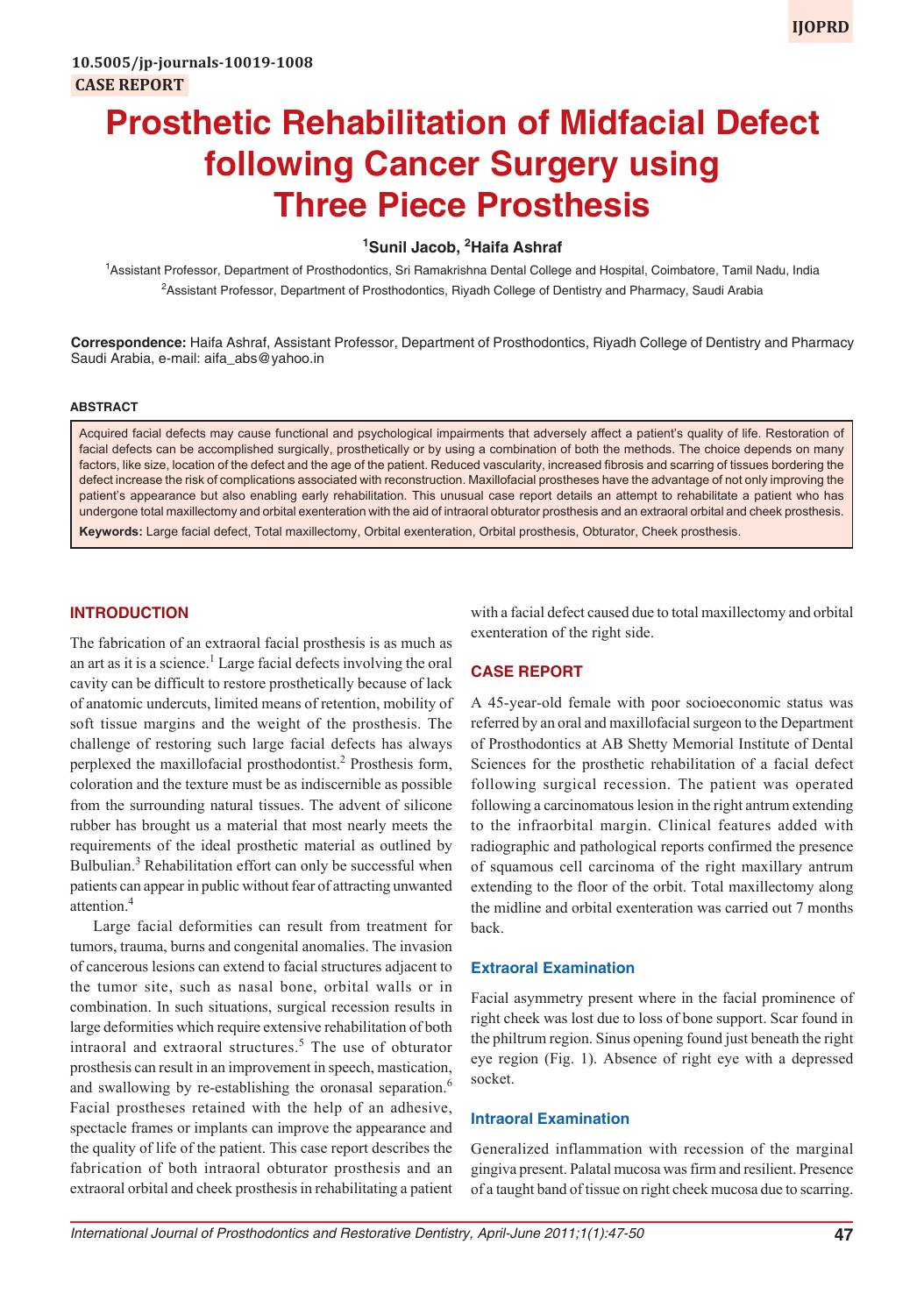10.5005/jp-journals-10019-1008

CASE REPORT

# Prosthetic Rehabilitation of Midfacial Defect following Cancer Surgery using Three Piece Prosthesis

**[1]Sunil Jacob, [2]Haifa Ashraf**

[1]Assistant Professor, Department of Prosthodontics, Sri Ramakrishna Dental College and Hospital, Coimbatore, Tamil Nadu, India

[2]Assistant Professor, Department of Prosthodontics, Riyadh College of Dentistry and Pharmacy, Saudi Arabia

**Correspondence:** Haifa Ashraf, Assistant Professor, Department of Prosthodontics, Riyadh College of Dentistry and Pharmacy Saudi Arabia, e-mail: aifa_abs@yahoo.in

## ABSTRACT

Acquired facial defects may cause functional and psychological impairments that adversely affect a patient's quality of life. Restoration of facial defects can be accomplished surgically, prosthetically or by using a combination of both the methods. The choice depends on many factors, like size, location of the defect and the age of the patient. Reduced vascularity, increased fibrosis and scarring of tissues bordering the defect increase the risk of complications associated with reconstruction. Maxillofacial prostheses have the advantage of not only improving the patient's appearance but also enabling early rehabilitation. This unusual case report details an attempt to rehabilitate a patient who has undergone total maxillectomy and orbital exenteration with the aid of intraoral obturator prosthesis and an extraoral orbital and cheek prosthesis.

**Keywords:** Large facial defect, Total maxillectomy, Orbital exenteration, Orbital prosthesis, Obturator, Cheek prosthesis.

## INTRODUCTION

The fabrication of an extraoral facial prosthesis is as much as an art as it is a science.[1] Large facial defects involving the oral cavity can be difficult to restore prosthetically because of lack of anatomic undercuts, limited means of retention, mobility of soft tissue margins and the weight of the prosthesis. The challenge of restoring such large facial defects has always perplexed the maxillofacial prosthodontist.[2] Prosthesis form, coloration and the texture must be as indiscernible as possible from the surrounding natural tissues. The advent of silicone rubber has brought us a material that most nearly meets the requirements of the ideal prosthetic material as outlined by Bulbulian.[3] Rehabilitation effort can only be successful when patients can appear in public without fear of attracting unwanted attention.[4]

Large facial deformities can result from treatment for tumors, trauma, burns and congenital anomalies. The invasion of cancerous lesions can extend to facial structures adjacent to the tumor site, such as nasal bone, orbital walls or in combination. In such situations, surgical recession results in large deformities which require extensive rehabilitation of both intraoral and extraoral structures.[5] The use of obturator prosthesis can result in an improvement in speech, mastication, and swallowing by re-establishing the oronasal separation.[6] Facial prostheses retained with the help of an adhesive, spectacle frames or implants can improve the appearance and the quality of life of the patient. This case report describes the fabrication of both intraoral obturator prosthesis and an extraoral orbital and cheek prosthesis in rehabilitating a patient with a facial defect caused due to total maxillectomy and orbital exenteration of the right side.

## CASE REPORT

A 45-year-old female with poor socioeconomic status was referred by an oral and maxillofacial surgeon to the Department of Prosthodontics at AB Shetty Memorial Institute of Dental Sciences for the prosthetic rehabilitation of a facial defect following surgical recession. The patient was operated following a carcinomatous lesion in the right antrum extending to the infraorbital margin. Clinical features added with radiographic and pathological reports confirmed the presence of squamous cell carcinoma of the right maxillary antrum extending to the floor of the orbit. Total maxillectomy along the midline and orbital exenteration was carried out 7 months back.

### Extraoral Examination

Facial asymmetry present where in the facial prominence of right cheek was lost due to loss of bone support. Scar found in the philtrum region. Sinus opening found just beneath the right eye region (Fig. 1). Absence of right eye with a depressed socket.

### Intraoral Examination

Generalized inflammation with recession of the marginal gingiva present. Palatal mucosa was firm and resilient. Presence of a taught band of tissue on right cheek mucosa due to scarring.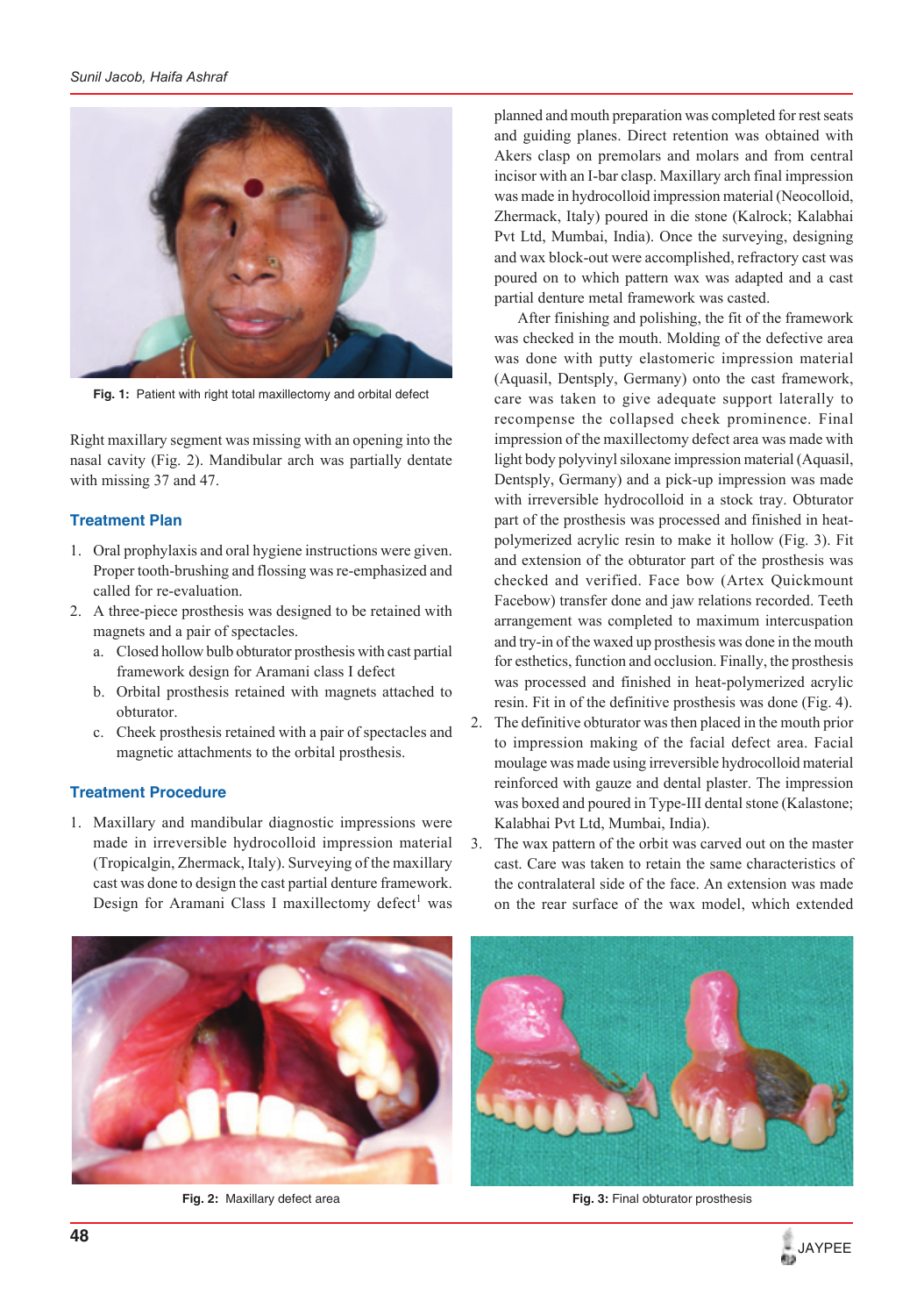Fig. 1: Patient with right total maxillectomy and orbital defect

Right maxillary segment was missing with an opening into the nasal cavity (Fig. 2). Mandibular arch was partially dentate with missing 37 and 47.

## Treatment Plan

1. Oral prophylaxis and oral hygiene instructions were given. Proper tooth-brushing and flossing was re-emphasized and called for re-evaluation.
2. A three-piece prosthesis was designed to be retained with magnets and a pair of spectacles.
   a. Closed hollow bulb obturator prosthesis with cast partial framework design for Aramani class I defect
   b. Orbital prosthesis retained with magnets attached to obturator.
   c. Cheek prosthesis retained with a pair of spectacles and magnetic attachments to the orbital prosthesis.

## Treatment Procedure

1. Maxillary and mandibular diagnostic impressions were made in irreversible hydrocolloid impression material (Tropicalgin, Zhermack, Italy). Surveying of the maxillary cast was done to design the cast partial denture framework. Design for Aramani Class I maxillectomy defect[1] was planned and mouth preparation was completed for rest seats and guiding planes. Direct retention was obtained with Akers clasp on premolars and molars and from central incisor with an I-bar clasp. Maxillary arch final impression was made in hydrocolloid impression material (Neocolloid, Zhermack, Italy) poured in die stone (Kalrock; Kalabhai Pvt Ltd, Mumbai, India). Once the surveying, designing and wax block-out were accomplished, refractory cast was poured on to which pattern wax was adapted and a cast partial denture metal framework was casted.

   After finishing and polishing, the fit of the framework was checked in the mouth. Molding of the defective area was done with putty elastomeric impression material (Aquasil, Dentsply, Germany) onto the cast framework, care was taken to give adequate support laterally to recompense the collapsed cheek prominence. Final impression of the maxillectomy defect area was made with light body polyvinyl siloxane impression material (Aquasil, Dentsply, Germany) and a pick-up impression was made with irreversible hydrocolloid in a stock tray. Obturator part of the prosthesis was processed and finished in heat-polymerized acrylic resin to make it hollow (Fig. 3). Fit and extension of the obturator part of the prosthesis was checked and verified. Face bow (Artex Quickmount Facebow) transfer done and jaw relations recorded. Teeth arrangement was completed to maximum intercuspation and try-in of the waxed up prosthesis was done in the mouth for esthetics, function and occlusion. Finally, the prosthesis was processed and finished in heat-polymerized acrylic resin. Fit in of the definitive prosthesis was done (Fig. 4).
2. The definitive obturator was then placed in the mouth prior to impression making of the facial defect area. Facial moulage was made using irreversible hydrocolloid material reinforced with gauze and dental plaster. The impression was boxed and poured in Type-III dental stone (Kalastone; Kalabhai Pvt Ltd, Mumbai, India).
3. The wax pattern of the orbit was carved out on the master cast. Care was taken to retain the same characteristics of the contralateral side of the face. An extension was made on the rear surface of the wax model, which extended

Fig. 2: Maxillary defect area

Fig. 3: Final obturator prosthesis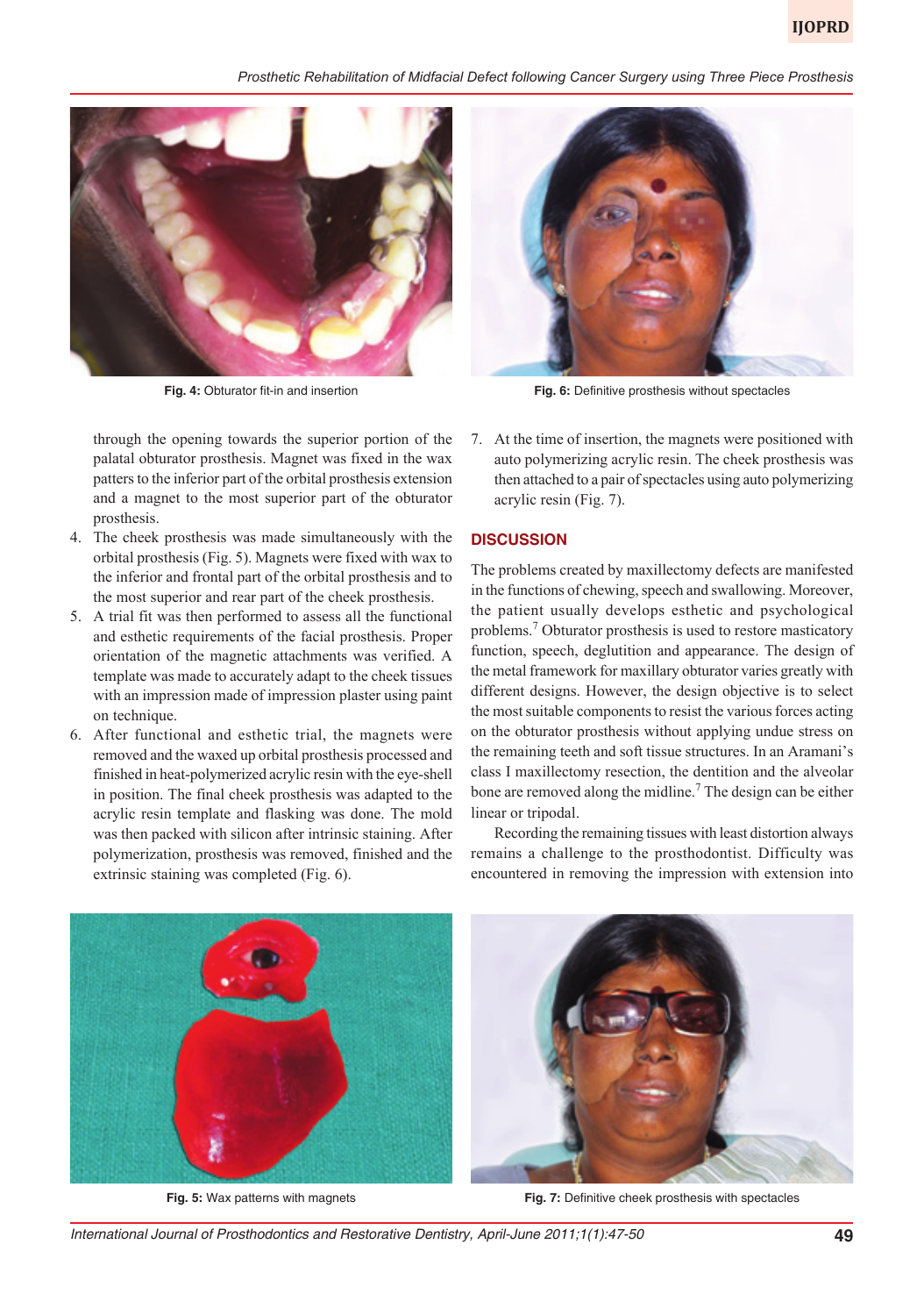Fig. 4: Obturator fit-in and insertion

Fig. 6: Definitive prosthesis without spectacles

through the opening towards the superior portion of the palatal obturator prosthesis. Magnet was fixed in the wax patters to the inferior part of the orbital prosthesis extension and a magnet to the most superior part of the obturator prosthesis.

4. The cheek prosthesis was made simultaneously with the orbital prosthesis (Fig. 5). Magnets were fixed with wax to the inferior and frontal part of the orbital prosthesis and to the most superior and rear part of the cheek prosthesis.
5. A trial fit was then performed to assess all the functional and esthetic requirements of the facial prosthesis. Proper orientation of the magnetic attachments was verified. A template was made to accurately adapt to the cheek tissues with an impression made of impression plaster using paint on technique.
6. After functional and esthetic trial, the magnets were removed and the waxed up orbital prosthesis processed and finished in heat-polymerized acrylic resin with the eye-shell in position. The final cheek prosthesis was adapted to the acrylic resin template and flasking was done. The mold was then packed with silicon after intrinsic staining. After polymerization, prosthesis was removed, finished and the extrinsic staining was completed (Fig. 6).
7. At the time of insertion, the magnets were positioned with auto polymerizing acrylic resin. The cheek prosthesis was then attached to a pair of spectacles using auto polymerizing acrylic resin (Fig. 7).

## DISCUSSION

The problems created by maxillectomy defects are manifested in the functions of chewing, speech and swallowing. Moreover, the patient usually develops esthetic and psychological problems.[7] Obturator prosthesis is used to restore masticatory function, speech, deglutition and appearance. The design of the metal framework for maxillary obturator varies greatly with different designs. However, the design objective is to select the most suitable components to resist the various forces acting on the obturator prosthesis without applying undue stress on the remaining teeth and soft tissue structures. In an Aramani's class I maxillectomy resection, the dentition and the alveolar bone are removed along the midline.[7] The design can be either linear or tripodal.

Recording the remaining tissues with least distortion always remains a challenge to the prosthodontist. Difficulty was encountered in removing the impression with extension into

Fig. 5: Wax patterns with magnets

Fig. 7: Definitive cheek prosthesis with spectacles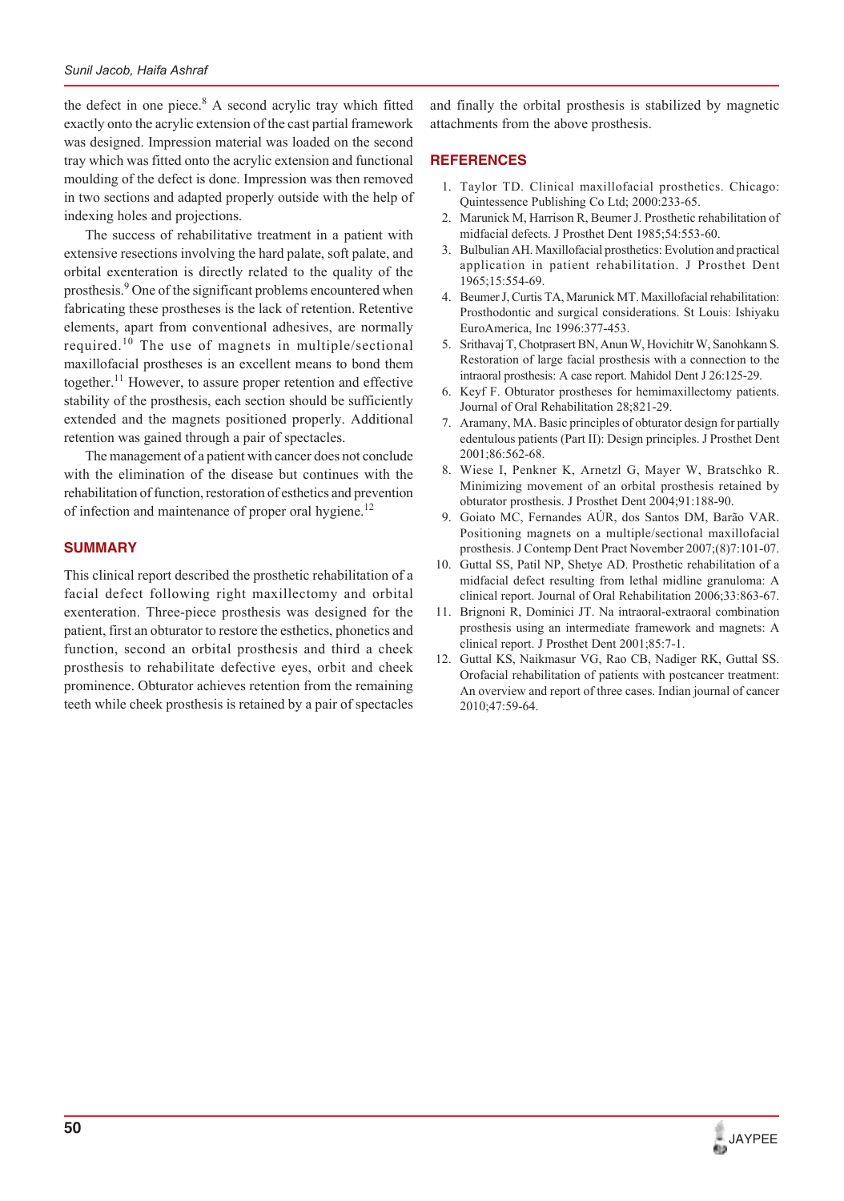the defect in one piece.[8] A second acrylic tray which fitted exactly onto the acrylic extension of the cast partial framework was designed. Impression material was loaded on the second tray which was fitted onto the acrylic extension and functional moulding of the defect is done. Impression was then removed in two sections and adapted properly outside with the help of indexing holes and projections.

The success of rehabilitative treatment in a patient with extensive resections involving the hard palate, soft palate, and orbital exenteration is directly related to the quality of the prosthesis.[9] One of the significant problems encountered when fabricating these prostheses is the lack of retention. Retentive elements, apart from conventional adhesives, are normally required.[10] The use of magnets in multiple/sectional maxillofacial prostheses is an excellent means to bond them together.[11] However, to assure proper retention and effective stability of the prosthesis, each section should be sufficiently extended and the magnets positioned properly. Additional retention was gained through a pair of spectacles.

The management of a patient with cancer does not conclude with the elimination of the disease but continues with the rehabilitation of function, restoration of esthetics and prevention of infection and maintenance of proper oral hygiene.[12]

## SUMMARY

This clinical report described the prosthetic rehabilitation of a facial defect following right maxillectomy and orbital exenteration. Three-piece prosthesis was designed for the patient, first an obturator to restore the esthetics, phonetics and function, second an orbital prosthesis and third a cheek prosthesis to rehabilitate defective eyes, orbit and cheek prominence. Obturator achieves retention from the remaining teeth while cheek prosthesis is retained by a pair of spectacles and finally the orbital prosthesis is stabilized by magnetic attachments from the above prosthesis.

## REFERENCES

1. Taylor TD. Clinical maxillofacial prosthetics. Chicago: Quintessence Publishing Co Ltd; 2000:233-65.
2. Marunick M, Harrison R, Beumer J. Prosthetic rehabilitation of midfacial defects. J Prosthet Dent 1985;54:553-60.
3. Bulbulian AH. Maxillofacial prosthetics: Evolution and practical application in patient rehabilitation. J Prosthet Dent 1965;15:554-69.
4. Beumer J, Curtis TA, Marunick MT. Maxillofacial rehabilitation: Prosthodontic and surgical considerations. St Louis: Ishiyaku EuroAmerica, Inc 1996:377-453.
5. Srithavaj T, Chotprasert BN, Anun W, Hovichitr W, Sanohkann S. Restoration of large facial prosthesis with a connection to the intraoral prosthesis: A case report. Mahidol Dent J 26:125-29.
6. Keyf F. Obturator prostheses for hemimaxillectomy patients. Journal of Oral Rehabilitation 28;821-29.
7. Aramany, MA. Basic principles of obturator design for partially edentulous patients (Part II): Design principles. J Prosthet Dent 2001;86:562-68.
8. Wiese I, Penkner K, Arnetzl G, Mayer W, Bratschko R. Minimizing movement of an orbital prosthesis retained by obturator prosthesis. J Prosthet Dent 2004;91:188-90.
9. Goiato MC, Fernandes AÚR, dos Santos DM, Barão VAR. Positioning magnets on a multiple/sectional maxillofacial prosthesis. J Contemp Dent Pract November 2007;(8)7:101-07.
10. Guttal SS, Patil NP, Shetye AD. Prosthetic rehabilitation of a midfacial defect resulting from lethal midline granuloma: A clinical report. Journal of Oral Rehabilitation 2006;33:863-67.
11. Brignoni R, Dominici JT. Na intraoral-extraoral combination prosthesis using an intermediate framework and magnets: A clinical report. J Prosthet Dent 2001;85:7-1.
12. Guttal KS, Naikmasur VG, Rao CB, Nadiger RK, Guttal SS. Orofacial rehabilitation of patients with postcancer treatment: An overview and report of three cases. Indian journal of cancer 2010;47:59-64.